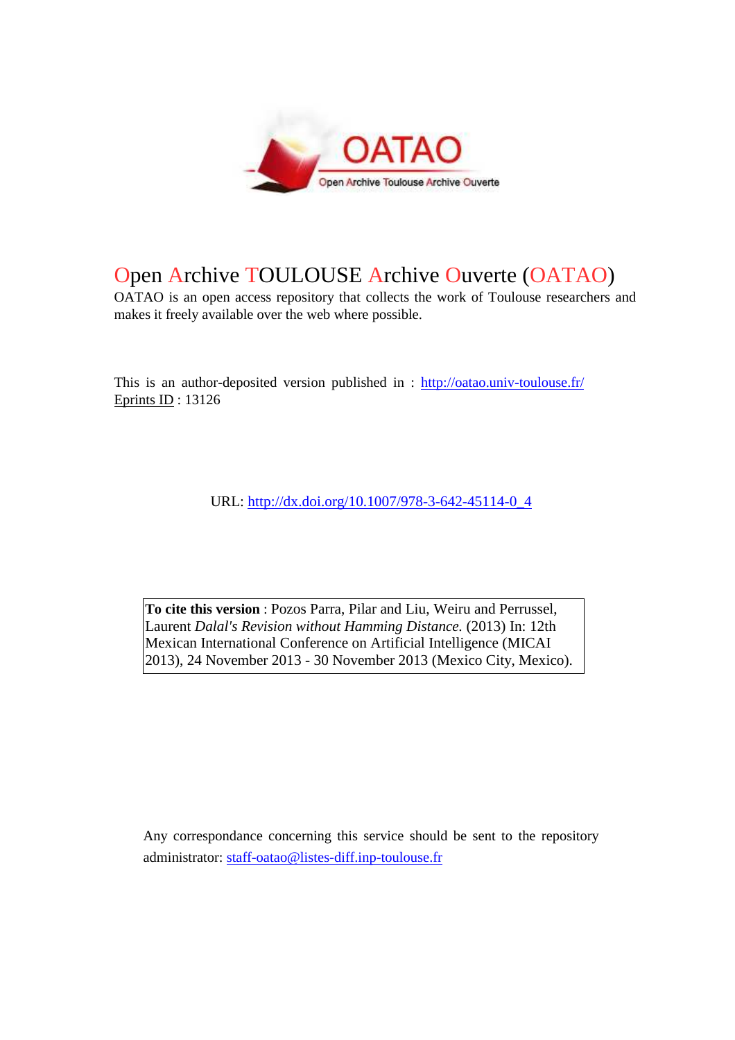# Open Archive TOULOUSE Archive Ouverte (OATAO)

OATAO is an open access repository that collects the work of Toulouse researchers and makes it freely available over the web where possible.

This is an author-deposited version published in : http://oatao.univ-toulouse.fr/
Eprints ID : 13126

URL: http://dx.doi.org/10.1007/978-3-642-45114-0_4

**To cite this version** : Pozos Parra, Pilar and Liu, Weiru and Perrussel, Laurent *Dalal's Revision without Hamming Distance.* (2013) In: 12th Mexican International Conference on Artificial Intelligence (MICAI 2013), 24 November 2013 - 30 November 2013 (Mexico City, Mexico).

Any correspondance concerning this service should be sent to the repository administrator: staff-oatao@listes-diff.inp-toulouse.fr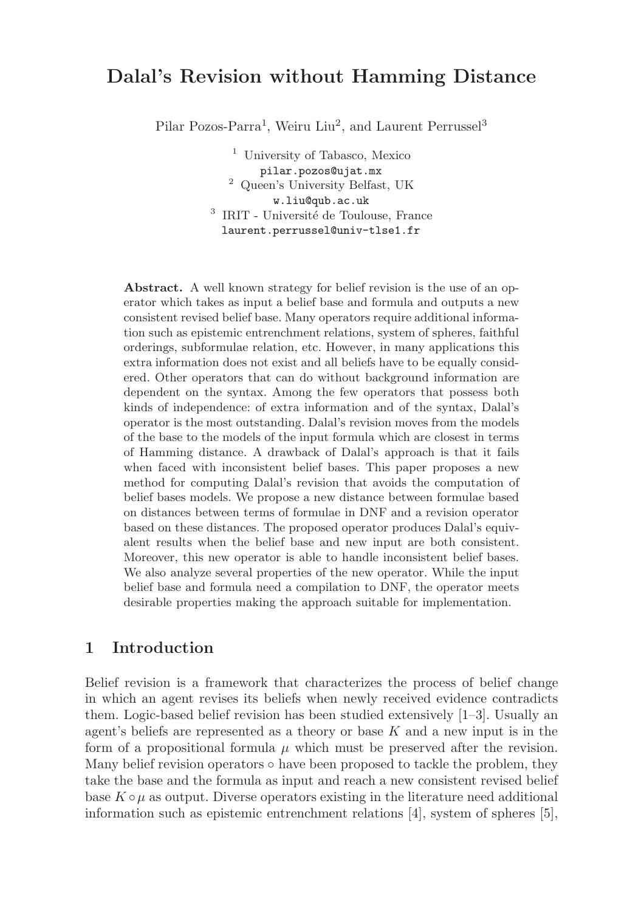# Dalal's Revision without Hamming Distance

Pilar Pozos-Parra[1], Weiru Liu[2], and Laurent Perrussel[3]

[1] University of Tabasco, Mexico
pilar.pozos@ujat.mx
[2] Queen's University Belfast, UK
w.liu@qub.ac.uk
[3] IRIT - Université de Toulouse, France
laurent.perrussel@univ-tlse1.fr

**Abstract.** A well known strategy for belief revision is the use of an operator which takes as input a belief base and formula and outputs a new consistent revised belief base. Many operators require additional information such as epistemic entrenchment relations, system of spheres, faithful orderings, subformulae relation, etc. However, in many applications this extra information does not exist and all beliefs have to be equally considered. Other operators that can do without background information are dependent on the syntax. Among the few operators that possess both kinds of independence: of extra information and of the syntax, Dalal's operator is the most outstanding. Dalal's revision moves from the models of the base to the models of the input formula which are closest in terms of Hamming distance. A drawback of Dalal's approach is that it fails when faced with inconsistent belief bases. This paper proposes a new method for computing Dalal's revision that avoids the computation of belief bases models. We propose a new distance between formulae based on distances between terms of formulae in DNF and a revision operator based on these distances. The proposed operator produces Dalal's equivalent results when the belief base and new input are both consistent. Moreover, this new operator is able to handle inconsistent belief bases. We also analyze several properties of the new operator. While the input belief base and formula need a compilation to DNF, the operator meets desirable properties making the approach suitable for implementation.

## 1 Introduction

Belief revision is a framework that characterizes the process of belief change in which an agent revises its beliefs when newly received evidence contradicts them. Logic-based belief revision has been studied extensively [1–3]. Usually an agent's beliefs are represented as a theory or base $K$ and a new input is in the form of a propositional formula $\mu$ which must be preserved after the revision. Many belief revision operators $\circ$ have been proposed to tackle the problem, they take the base and the formula as input and reach a new consistent revised belief base $K \circ \mu$ as output. Diverse operators existing in the literature need additional information such as epistemic entrenchment relations [4], system of spheres [5],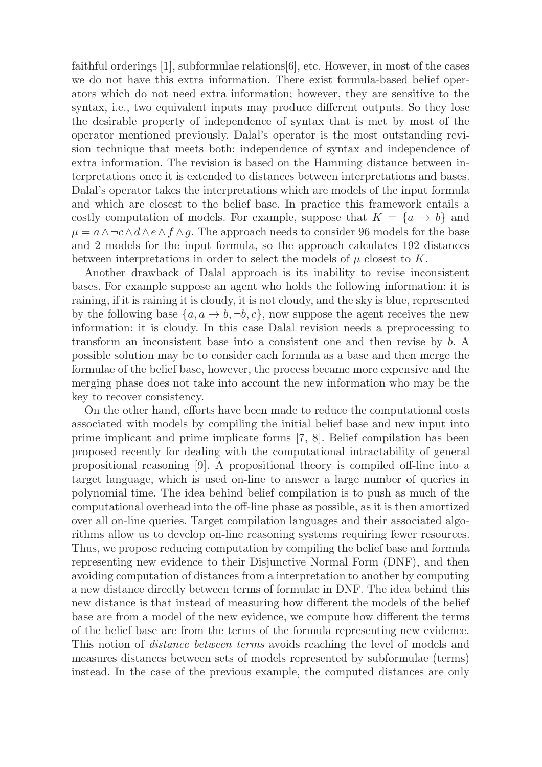faithful orderings [1], subformulae relations[6], etc. However, in most of the cases we do not have this extra information. There exist formula-based belief operators which do not need extra information; however, they are sensitive to the syntax, i.e., two equivalent inputs may produce different outputs. So they lose the desirable property of independence of syntax that is met by most of the operator mentioned previously. Dalal's operator is the most outstanding revision technique that meets both: independence of syntax and independence of extra information. The revision is based on the Hamming distance between interpretations once it is extended to distances between interpretations and bases. Dalal's operator takes the interpretations which are models of the input formula and which are closest to the belief base. In practice this framework entails a costly computation of models. For example, suppose that $K = \{a \to b\}$ and $\mu = a \wedge \neg c \wedge d \wedge e \wedge f \wedge g$. The approach needs to consider 96 models for the base and 2 models for the input formula, so the approach calculates 192 distances between interpretations in order to select the models of $\mu$ closest to $K$.

Another drawback of Dalal approach is its inability to revise inconsistent bases. For example suppose an agent who holds the following information: it is raining, if it is raining it is cloudy, it is not cloudy, and the sky is blue, represented by the following base $\{a, a \to b, \neg b, c\}$, now suppose the agent receives the new information: it is cloudy. In this case Dalal revision needs a preprocessing to transform an inconsistent base into a consistent one and then revise by $b$. A possible solution may be to consider each formula as a base and then merge the formulae of the belief base, however, the process became more expensive and the merging phase does not take into account the new information who may be the key to recover consistency.

On the other hand, efforts have been made to reduce the computational costs associated with models by compiling the initial belief base and new input into prime implicant and prime implicate forms [7, 8]. Belief compilation has been proposed recently for dealing with the computational intractability of general propositional reasoning [9]. A propositional theory is compiled off-line into a target language, which is used on-line to answer a large number of queries in polynomial time. The idea behind belief compilation is to push as much of the computational overhead into the off-line phase as possible, as it is then amortized over all on-line queries. Target compilation languages and their associated algorithms allow us to develop on-line reasoning systems requiring fewer resources. Thus, we propose reducing computation by compiling the belief base and formula representing new evidence to their Disjunctive Normal Form (DNF), and then avoiding computation of distances from a interpretation to another by computing a new distance directly between terms of formulae in DNF. The idea behind this new distance is that instead of measuring how different the models of the belief base are from a model of the new evidence, we compute how different the terms of the belief base are from the terms of the formula representing new evidence. This notion of *distance between terms* avoids reaching the level of models and measures distances between sets of models represented by subformulae (terms) instead. In the case of the previous example, the computed distances are only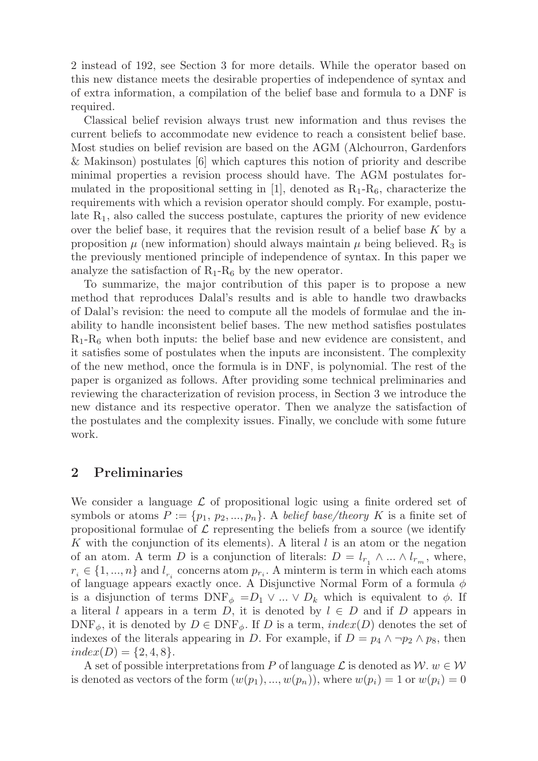2 instead of 192, see Section 3 for more details. While the operator based on this new distance meets the desirable properties of independence of syntax and of extra information, a compilation of the belief base and formula to a DNF is required.

Classical belief revision always trust new information and thus revises the current beliefs to accommodate new evidence to reach a consistent belief base. Most studies on belief revision are based on the AGM (Alchourron, Gardenfors & Makinson) postulates [6] which captures this notion of priority and describe minimal properties a revision process should have. The AGM postulates formulated in the propositional setting in [1], denoted as $R_1$-$R_6$, characterize the requirements with which a revision operator should comply. For example, postulate $R_1$, also called the success postulate, captures the priority of new evidence over the belief base, it requires that the revision result of a belief base $K$ by a proposition $\mu$ (new information) should always maintain $\mu$ being believed. $R_3$ is the previously mentioned principle of independence of syntax. In this paper we analyze the satisfaction of $R_1$-$R_6$ by the new operator.

To summarize, the major contribution of this paper is to propose a new method that reproduces Dalal's results and is able to handle two drawbacks of Dalal's revision: the need to compute all the models of formulae and the inability to handle inconsistent belief bases. The new method satisfies postulates $R_1$-$R_6$ when both inputs: the belief base and new evidence are consistent, and it satisfies some of postulates when the inputs are inconsistent. The complexity of the new method, once the formula is in DNF, is polynomial. The rest of the paper is organized as follows. After providing some technical preliminaries and reviewing the characterization of revision process, in Section 3 we introduce the new distance and its respective operator. Then we analyze the satisfaction of the postulates and the complexity issues. Finally, we conclude with some future work.

## 2 Preliminaries

We consider a language $\mathcal{L}$ of propositional logic using a finite ordered set of symbols or atoms $P := \{p_1, p_2, ..., p_n\}$. A *belief base/theory* $K$ is a finite set of propositional formulae of $\mathcal{L}$ representing the beliefs from a source (we identify $K$ with the conjunction of its elements). A literal $l$ is an atom or the negation of an atom. A term $D$ is a conjunction of literals: $D = l_{r_1} \wedge ... \wedge l_{r_m}$, where, $r_i \in \{1, ..., n\}$ and $l_{r_i}$ concerns atom $p_{r_i}$. A minterm is term in which each atoms of language appears exactly once. A Disjunctive Normal Form of a formula $\phi$ is a disjunction of terms $\text{DNF}_\phi = D_1 \vee ... \vee D_k$ which is equivalent to $\phi$. If a literal $l$ appears in a term $D$, it is denoted by $l \in D$ and if $D$ appears in $\text{DNF}_\phi$, it is denoted by $D \in \text{DNF}_\phi$. If $D$ is a term, $index(D)$ denotes the set of indexes of the literals appearing in $D$. For example, if $D = p_4 \wedge \neg p_2 \wedge p_8$, then $index(D) = \{2, 4, 8\}$.

A set of possible interpretations from $P$ of language $\mathcal{L}$ is denoted as $\mathcal{W}$. $w \in \mathcal{W}$ is denoted as vectors of the form $(w(p_1), ..., w(p_n))$, where $w(p_i) = 1$ or $w(p_i) = 0$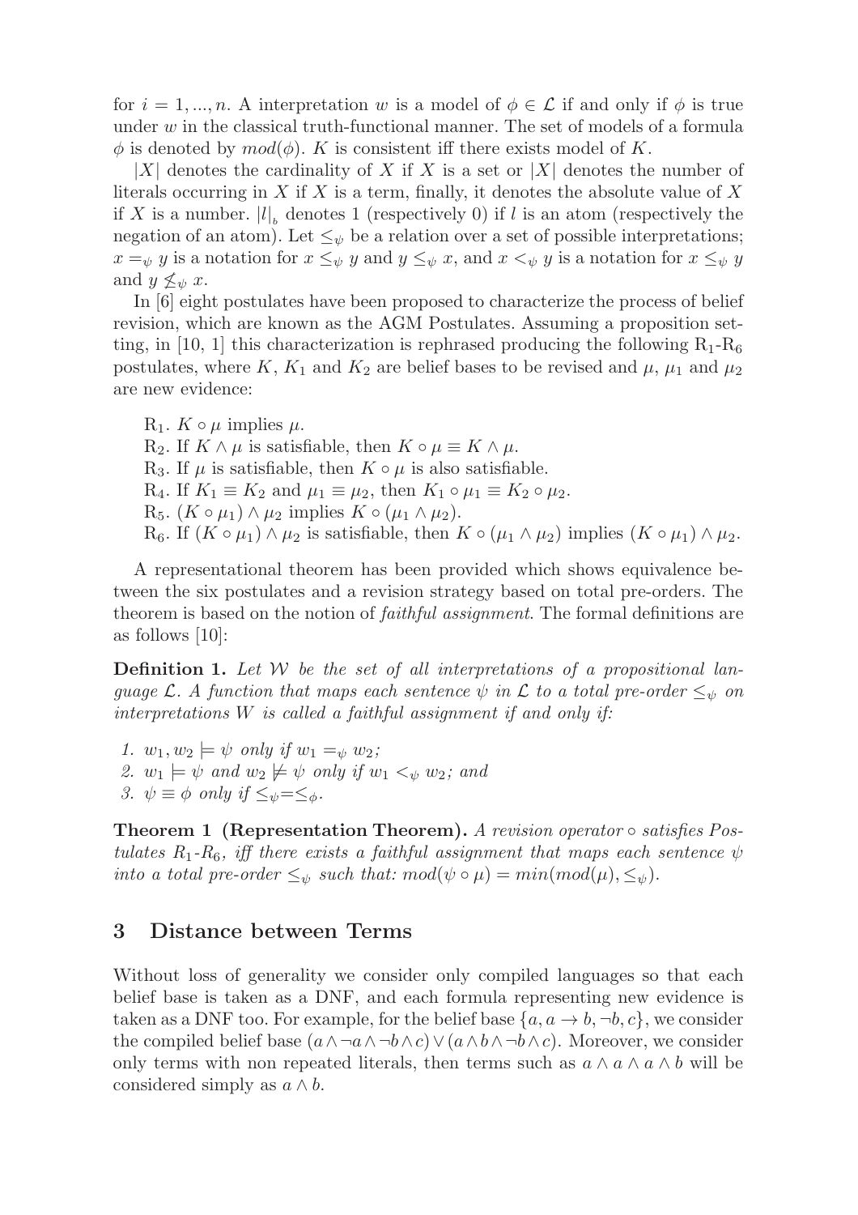for $i = 1, ..., n$. A interpretation $w$ is a model of $\phi \in \mathcal{L}$ if and only if $\phi$ is true under $w$ in the classical truth-functional manner. The set of models of a formula $\phi$ is denoted by $mod(\phi)$. $K$ is consistent iff there exists model of $K$.

$|X|$ denotes the cardinality of $X$ if $X$ is a set or $|X|$ denotes the number of literals occurring in $X$ if $X$ is a term, finally, it denotes the absolute value of $X$ if $X$ is a number. $|l|_b$ denotes 1 (respectively 0) if $l$ is an atom (respectively the negation of an atom). Let $\leq_\psi$ be a relation over a set of possible interpretations; $x =_\psi y$ is a notation for $x \leq_\psi y$ and $y \leq_\psi x$, and $x <_\psi y$ is a notation for $x \leq_\psi y$ and $y \not\leq_\psi x$.

In [6] eight postulates have been proposed to characterize the process of belief revision, which are known as the AGM Postulates. Assuming a proposition setting, in [10, 1] this characterization is rephrased producing the following $\text{R}_1$-$\text{R}_6$ postulates, where $K$, $K_1$ and $K_2$ are belief bases to be revised and $\mu$, $\mu_1$ and $\mu_2$ are new evidence:

$\text{R}_1$. $K \circ \mu$ implies $\mu$.
$\text{R}_2$. If $K \wedge \mu$ is satisfiable, then $K \circ \mu \equiv K \wedge \mu$.
$\text{R}_3$. If $\mu$ is satisfiable, then $K \circ \mu$ is also satisfiable.
$\text{R}_4$. If $K_1 \equiv K_2$ and $\mu_1 \equiv \mu_2$, then $K_1 \circ \mu_1 \equiv K_2 \circ \mu_2$.
$\text{R}_5$. $(K \circ \mu_1) \wedge \mu_2$ implies $K \circ (\mu_1 \wedge \mu_2)$.
$\text{R}_6$. If $(K \circ \mu_1) \wedge \mu_2$ is satisfiable, then $K \circ (\mu_1 \wedge \mu_2)$ implies $(K \circ \mu_1) \wedge \mu_2$.

A representational theorem has been provided which shows equivalence between the six postulates and a revision strategy based on total pre-orders. The theorem is based on the notion of *faithful assignment*. The formal definitions are as follows [10]:

**Definition 1.** *Let $\mathcal{W}$ be the set of all interpretations of a propositional language $\mathcal{L}$. A function that maps each sentence $\psi$ in $\mathcal{L}$ to a total pre-order $\leq_\psi$ on interpretations $W$ is called a faithful assignment if and only if:*

1. $w_1, w_2 \models \psi$ *only if* $w_1 =_\psi w_2$*;*
2. $w_1 \models \psi$ *and* $w_2 \not\models \psi$ *only if* $w_1 <_\psi w_2$*; and*
3. $\psi \equiv \phi$ *only if* $\leq_\psi = \leq_\phi$.

**Theorem 1 (Representation Theorem).** *A revision operator $\circ$ satisfies Postulates $R_1$-$R_6$, iff there exists a faithful assignment that maps each sentence $\psi$ into a total pre-order $\leq_\psi$ such that: $mod(\psi \circ \mu) = min(mod(\mu), \leq_\psi)$.*

## 3 Distance between Terms

Without loss of generality we consider only compiled languages so that each belief base is taken as a DNF, and each formula representing new evidence is taken as a DNF too. For example, for the belief base $\{a, a \to b, \neg b, c\}$, we consider the compiled belief base $(a \wedge \neg a \wedge \neg b \wedge c) \vee (a \wedge b \wedge \neg b \wedge c)$. Moreover, we consider only terms with non repeated literals, then terms such as $a \wedge a \wedge a \wedge b$ will be considered simply as $a \wedge b$.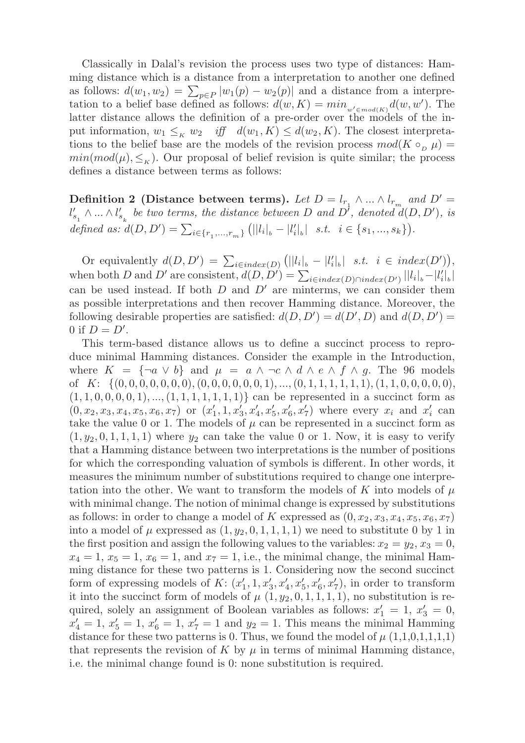Classically in Dalal's revision the process uses two type of distances: Hamming distance which is a distance from a interpretation to another one defined as follows: $d(w_1, w_2) = \sum_{p \in P} |w_1(p) - w_2(p)|$ and a distance from a interpretation to a belief base defined as follows: $d(w, K) = min_{w' \in mod(K)} d(w, w')$. The latter distance allows the definition of a pre-order over the models of the input information, $w_1 \leq_K w_2$ *iff* $d(w_1, K) \leq d(w_2, K)$. The closest interpretations to the belief base are the models of the revision process $mod(K \circ_D \mu) = min(mod(\mu), \leq_K)$. Our proposal of belief revision is quite similar; the process defines a distance between terms as follows:

**Definition 2 (Distance between terms).** *Let $D = l_{r_1} \wedge ... \wedge l_{r_m}$ and $D' = l'_{s_1} \wedge ... \wedge l'_{s_k}$ be two terms, the distance between $D$ and $D'$, denoted $d(D, D')$, is defined as: $d(D, D') = \sum_{i \in \{r_1, ..., r_m\}} \left( ||l_i|_b - |l'_i|_b| \;\; s.t. \;\; i \in \{s_1, ..., s_k\} \right)$.*

Or equivalently $d(D, D') = \sum_{i \in index(D)} \left( ||l_i|_b - |l'_i|_b| \;\; s.t. \;\; i \in index(D') \right)$, when both $D$ and $D'$ are consistent, $d(D, D') = \sum_{i \in index(D) \cap index(D')} ||l_i|_b - |l'_i|_b|$ can be used instead. If both $D$ and $D'$ are minterms, we can consider them as possible interpretations and then recover Hamming distance. Moreover, the following desirable properties are satisfied: $d(D, D') = d(D', D)$ and $d(D, D') = 0$ if $D = D'$.

This term-based distance allows us to define a succinct process to reproduce minimal Hamming distances. Consider the example in the Introduction, where $K = \{\neg a \vee b\}$ and $\mu = a \wedge \neg c \wedge d \wedge e \wedge f \wedge g$. The 96 models of $K$: $\{(0, 0, 0, 0, 0, 0, 0), (0, 0, 0, 0, 0, 0, 1), ..., (0, 1, 1, 1, 1, 1, 1), (1, 1, 0, 0, 0, 0, 0), (1, 1, 0, 0, 0, 0, 1), ..., (1, 1, 1, 1, 1, 1, 1)\}$ can be represented in a succinct form as $(0, x_2, x_3, x_4, x_5, x_6, x_7)$ or $(x'_1, 1, x'_3, x'_4, x'_5, x'_6, x'_7)$ where every $x_i$ and $x'_i$ can take the value 0 or 1. The models of $\mu$ can be represented in a succinct form as $(1, y_2, 0, 1, 1, 1, 1)$ where $y_2$ can take the value 0 or 1. Now, it is easy to verify that a Hamming distance between two interpretations is the number of positions for which the corresponding valuation of symbols is different. In other words, it measures the minimum number of substitutions required to change one interpretation into the other. We want to transform the models of $K$ into models of $\mu$ with minimal change. The notion of minimal change is expressed by substitutions as follows: in order to change a model of $K$ expressed as $(0, x_2, x_3, x_4, x_5, x_6, x_7)$ into a model of $\mu$ expressed as $(1, y_2, 0, 1, 1, 1, 1)$ we need to substitute 0 by 1 in the first position and assign the following values to the variables: $x_2 = y_2$, $x_3 = 0$, $x_4 = 1$, $x_5 = 1$, $x_6 = 1$, and $x_7 = 1$, i.e., the minimal change, the minimal Hamming distance for these two patterns is 1. Considering now the second succinct form of expressing models of $K$: $(x'_1, 1, x'_3, x'_4, x'_5, x'_6, x'_7)$, in order to transform it into the succinct form of models of $\mu$ $(1, y_2, 0, 1, 1, 1, 1)$, no substitution is required, solely an assignment of Boolean variables as follows: $x'_1 = 1$, $x'_3 = 0$, $x'_4 = 1$, $x'_5 = 1$, $x'_6 = 1$, $x'_7 = 1$ and $y_2 = 1$. This means the minimal Hamming distance for these two patterns is 0. Thus, we found the model of $\mu$ (1,1,0,1,1,1,1) that represents the revision of $K$ by $\mu$ in terms of minimal Hamming distance, i.e. the minimal change found is 0: none substitution is required.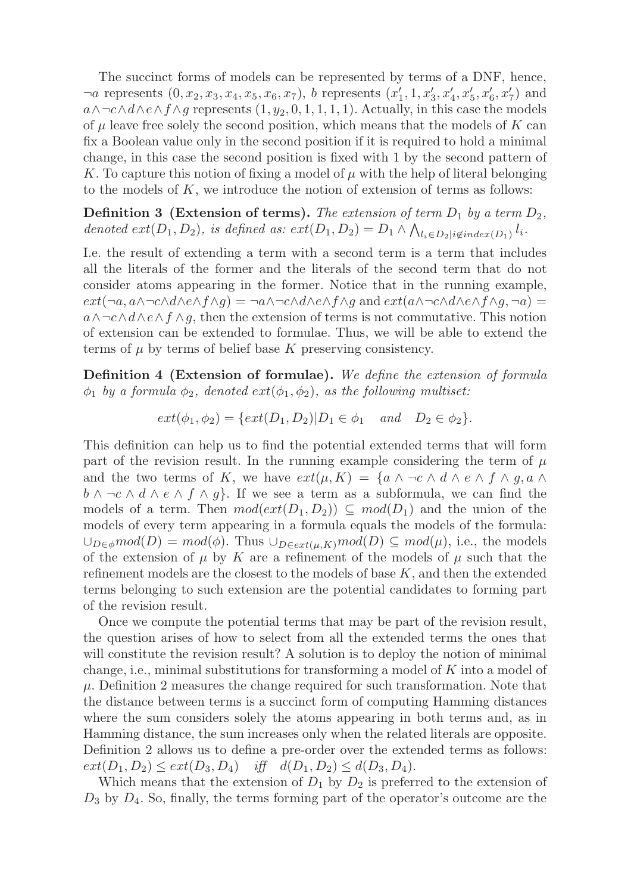The succinct forms of models can be represented by terms of a DNF, hence, $\neg a$ represents $(0, x_2, x_3, x_4, x_5, x_6, x_7)$, $b$ represents $(x'_1, 1, x'_3, x'_4, x'_5, x'_6, x'_7)$ and $a \wedge \neg c \wedge d \wedge e \wedge f \wedge g$ represents $(1, y_2, 0, 1, 1, 1, 1)$. Actually, in this case the models of $\mu$ leave free solely the second position, which means that the models of $K$ can fix a Boolean value only in the second position if it is required to hold a minimal change, in this case the second position is fixed with 1 by the second pattern of $K$. To capture this notion of fixing a model of $\mu$ with the help of literal belonging to the models of $K$, we introduce the notion of extension of terms as follows:

**Definition 3 (Extension of terms).** *The extension of term $D_1$ by a term $D_2$, denoted $ext(D_1, D_2)$, is defined as: $ext(D_1, D_2) = D_1 \wedge \bigwedge_{l_i \in D_2 | i \notin index(D_1)} l_i$.*

I.e. the result of extending a term with a second term is a term that includes all the literals of the former and the literals of the second term that do not consider atoms appearing in the former. Notice that in the running example, $ext(\neg a, a \wedge \neg c \wedge d \wedge e \wedge f \wedge g) = \neg a \wedge \neg c \wedge d \wedge e \wedge f \wedge g$ and $ext(a \wedge \neg c \wedge d \wedge e \wedge f \wedge g, \neg a) = a \wedge \neg c \wedge d \wedge e \wedge f \wedge g$, then the extension of terms is not commutative. This notion of extension can be extended to formulae. Thus, we will be able to extend the terms of $\mu$ by terms of belief base $K$ preserving consistency.

**Definition 4 (Extension of formulae).** *We define the extension of formula $\phi_1$ by a formula $\phi_2$, denoted $ext(\phi_1, \phi_2)$, as the following multiset:*

$$ext(\phi_1, \phi_2) = \{ext(D_1, D_2) | D_1 \in \phi_1 \quad and \quad D_2 \in \phi_2\}.$$

This definition can help us to find the potential extended terms that will form part of the revision result. In the running example considering the term of $\mu$ and the two terms of $K$, we have $ext(\mu, K) = \{a \wedge \neg c \wedge d \wedge e \wedge f \wedge g, a \wedge b \wedge \neg c \wedge d \wedge e \wedge f \wedge g\}$. If we see a term as a subformula, we can find the models of a term. Then $mod(ext(D_1, D_2)) \subseteq mod(D_1)$ and the union of the models of every term appearing in a formula equals the models of the formula: $\cup_{D \in \phi} mod(D) = mod(\phi)$. Thus $\cup_{D \in ext(\mu, K)} mod(D) \subseteq mod(\mu)$, i.e., the models of the extension of $\mu$ by $K$ are a refinement of the models of $\mu$ such that the refinement models are the closest to the models of base $K$, and then the extended terms belonging to such extension are the potential candidates to forming part of the revision result.

Once we compute the potential terms that may be part of the revision result, the question arises of how to select from all the extended terms the ones that will constitute the revision result? A solution is to deploy the notion of minimal change, i.e., minimal substitutions for transforming a model of $K$ into a model of $\mu$. Definition 2 measures the change required for such transformation. Note that the distance between terms is a succinct form of computing Hamming distances where the sum considers solely the atoms appearing in both terms and, as in Hamming distance, the sum increases only when the related literals are opposite. Definition 2 allows us to define a pre-order over the extended terms as follows: $ext(D_1, D_2) \leq ext(D_3, D_4) \quad iff \quad d(D_1, D_2) \leq d(D_3, D_4)$.

Which means that the extension of $D_1$ by $D_2$ is preferred to the extension of $D_3$ by $D_4$. So, finally, the terms forming part of the operator's outcome are the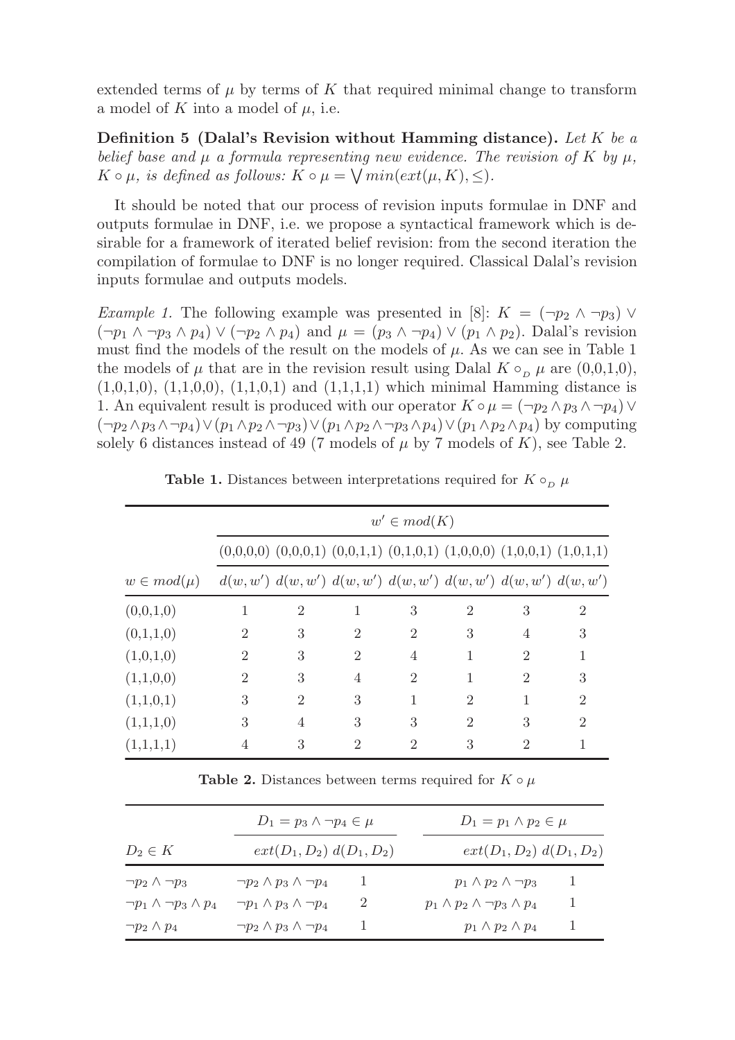extended terms of $\mu$ by terms of $K$ that required minimal change to transform a model of $K$ into a model of $\mu$, i.e.

**Definition 5 (Dalal's Revision without Hamming distance).** *Let $K$ be a belief base and $\mu$ a formula representing new evidence. The revision of $K$ by $\mu$, $K \circ \mu$, is defined as follows: $K \circ \mu = \bigvee min(ext(\mu, K), \leq)$.*

It should be noted that our process of revision inputs formulae in DNF and outputs formulae in DNF, i.e. we propose a syntactical framework which is desirable for a framework of iterated belief revision: from the second iteration the compilation of formulae to DNF is no longer required. Classical Dalal's revision inputs formulae and outputs models.

*Example 1.* The following example was presented in [8]: $K = (\neg p_2 \wedge \neg p_3) \vee (\neg p_1 \wedge \neg p_3 \wedge p_4) \vee (\neg p_2 \wedge p_4)$ and $\mu = (p_3 \wedge \neg p_4) \vee (p_1 \wedge p_2)$. Dalal's revision must find the models of the result on the models of $\mu$. As we can see in Table 1 the models of $\mu$ that are in the revision result using Dalal $K \circ_D \mu$ are (0,0,1,0), (1,0,1,0), (1,1,0,0), (1,1,0,1) and (1,1,1,1) which minimal Hamming distance is 1. An equivalent result is produced with our operator $K \circ \mu = (\neg p_2 \wedge p_3 \wedge \neg p_4) \vee (\neg p_2 \wedge p_3 \wedge \neg p_4) \vee (p_1 \wedge p_2 \wedge \neg p_3) \vee (p_1 \wedge p_2 \wedge \neg p_3 \wedge p_4) \vee (p_1 \wedge p_2 \wedge p_4)$ by computing solely 6 distances instead of 49 (7 models of $\mu$ by 7 models of $K$), see Table 2.

**Table 1.** Distances between interpretations required for $K \circ_D \mu$

| | $w' \in mod(K)$ | | | | | | |
|---|---|---|---|---|---|---|---|
| | (0,0,0,0) | (0,0,0,1) | (0,0,1,1) | (0,1,0,1) | (1,0,0,0) | (1,0,0,1) | (1,0,1,1) |
| $w \in mod(\mu)$ | $d(w,w')$ | $d(w,w')$ | $d(w,w')$ | $d(w,w')$ | $d(w,w')$ | $d(w,w')$ | $d(w,w')$ |
| (0,0,1,0) | 1 | 2 | 1 | 3 | 2 | 3 | 2 |
| (0,1,1,0) | 2 | 3 | 2 | 2 | 3 | 4 | 3 |
| (1,0,1,0) | 2 | 3 | 2 | 4 | 1 | 2 | 1 |
| (1,1,0,0) | 2 | 3 | 4 | 2 | 1 | 2 | 3 |
| (1,1,0,1) | 3 | 2 | 3 | 1 | 2 | 1 | 2 |
| (1,1,1,0) | 3 | 4 | 3 | 3 | 2 | 3 | 2 |
| (1,1,1,1) | 4 | 3 | 2 | 2 | 3 | 2 | 1 |

**Table 2.** Distances between terms required for $K \circ \mu$

| | $D_1 = p_3 \wedge \neg p_4 \in \mu$ | | $D_1 = p_1 \wedge p_2 \in \mu$ | |
|---|---|---|---|---|
| $D_2 \in K$ | $ext(D_1, D_2)$ | $d(D_1, D_2)$ | $ext(D_1, D_2)$ | $d(D_1, D_2)$ |
| $\neg p_2 \wedge \neg p_3$ | $\neg p_2 \wedge p_3 \wedge \neg p_4$ | 1 | $p_1 \wedge p_2 \wedge \neg p_3$ | 1 |
| $\neg p_1 \wedge \neg p_3 \wedge p_4$ | $\neg p_1 \wedge p_3 \wedge \neg p_4$ | 2 | $p_1 \wedge p_2 \wedge \neg p_3 \wedge p_4$ | 1 |
| $\neg p_2 \wedge p_4$ | $\neg p_2 \wedge p_3 \wedge \neg p_4$ | 1 | $p_1 \wedge p_2 \wedge p_4$ | 1 |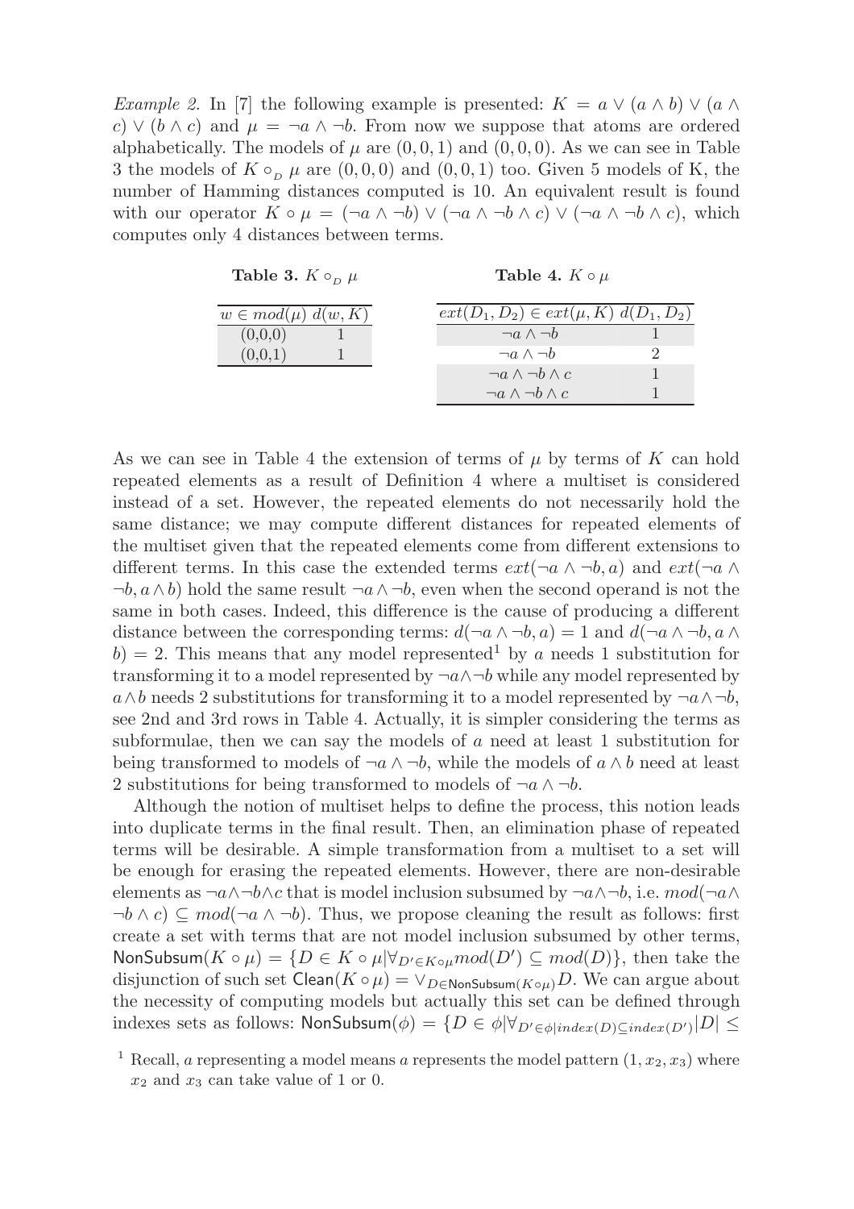*Example 2.* In [7] the following example is presented: $K = a \vee (a \wedge b) \vee (a \wedge c) \vee (b \wedge c)$ and $\mu = \neg a \wedge \neg b$. From now we suppose that atoms are ordered alphabetically. The models of $\mu$ are $(0, 0, 1)$ and $(0, 0, 0)$. As we can see in Table 3 the models of $K \circ_D \mu$ are $(0, 0, 0)$ and $(0, 0, 1)$ too. Given 5 models of K, the number of Hamming distances computed is 10. An equivalent result is found with our operator $K \circ \mu = (\neg a \wedge \neg b) \vee (\neg a \wedge \neg b \wedge c) \vee (\neg a \wedge \neg b \wedge c)$, which computes only 4 distances between terms.

**Table 3.** $K \circ_D \mu$

| $w \in mod(\mu)$ | $d(w, K)$ |
|---|---|
| (0,0,0) | 1 |
| (0,0,1) | 1 |

**Table 4.** $K \circ \mu$

| $ext(D_1, D_2) \in ext(\mu, K)$ | $d(D_1, D_2)$ |
|---|---|
| $\neg a \wedge \neg b$ | 1 |
| $\neg a \wedge \neg b$ | 2 |
| $\neg a \wedge \neg b \wedge c$ | 1 |
| $\neg a \wedge \neg b \wedge c$ | 1 |

As we can see in Table 4 the extension of terms of $\mu$ by terms of $K$ can hold repeated elements as a result of Definition 4 where a multiset is considered instead of a set. However, the repeated elements do not necessarily hold the same distance; we may compute different distances for repeated elements of the multiset given that the repeated elements come from different extensions to different terms. In this case the extended terms $ext(\neg a \wedge \neg b, a)$ and $ext(\neg a \wedge \neg b, a \wedge b)$ hold the same result $\neg a \wedge \neg b$, even when the second operand is not the same in both cases. Indeed, this difference is the cause of producing a different distance between the corresponding terms: $d(\neg a \wedge \neg b, a) = 1$ and $d(\neg a \wedge \neg b, a \wedge b) = 2$. This means that any model represented[1] by $a$ needs 1 substitution for transforming it to a model represented by $\neg a \wedge \neg b$ while any model represented by $a \wedge b$ needs 2 substitutions for transforming it to a model represented by $\neg a \wedge \neg b$, see 2nd and 3rd rows in Table 4. Actually, it is simpler considering the terms as subformulae, then we can say the models of $a$ need at least 1 substitution for being transformed to models of $\neg a \wedge \neg b$, while the models of $a \wedge b$ need at least 2 substitutions for being transformed to models of $\neg a \wedge \neg b$.

Although the notion of multiset helps to define the process, this notion leads into duplicate terms in the final result. Then, an elimination phase of repeated terms will be desirable. A simple transformation from a multiset to a set will be enough for erasing the repeated elements. However, there are non-desirable elements as $\neg a \wedge \neg b \wedge c$ that is model inclusion subsumed by $\neg a \wedge \neg b$, i.e. $mod(\neg a \wedge \neg b \wedge c) \subseteq mod(\neg a \wedge \neg b)$. Thus, we propose cleaning the result as follows: first create a set with terms that are not model inclusion subsumed by other terms, $\mathsf{NonSubsum}(K \circ \mu) = \{D \in K \circ \mu | \forall_{D' \in K \circ \mu} mod(D') \subseteq mod(D)\}$, then take the disjunction of such set $\mathsf{Clean}(K \circ \mu) = \vee_{D \in \mathsf{NonSubsum}(K \circ \mu)} D$. We can argue about the necessity of computing models but actually this set can be defined through indexes sets as follows: $\mathsf{NonSubsum}(\phi) = \{D \in \phi | \forall_{D' \in \phi | index(D) \subseteq index(D')} |D| \leq$

[1] Recall, $a$ representing a model means $a$ represents the model pattern $(1, x_2, x_3)$ where $x_2$ and $x_3$ can take value of 1 or 0.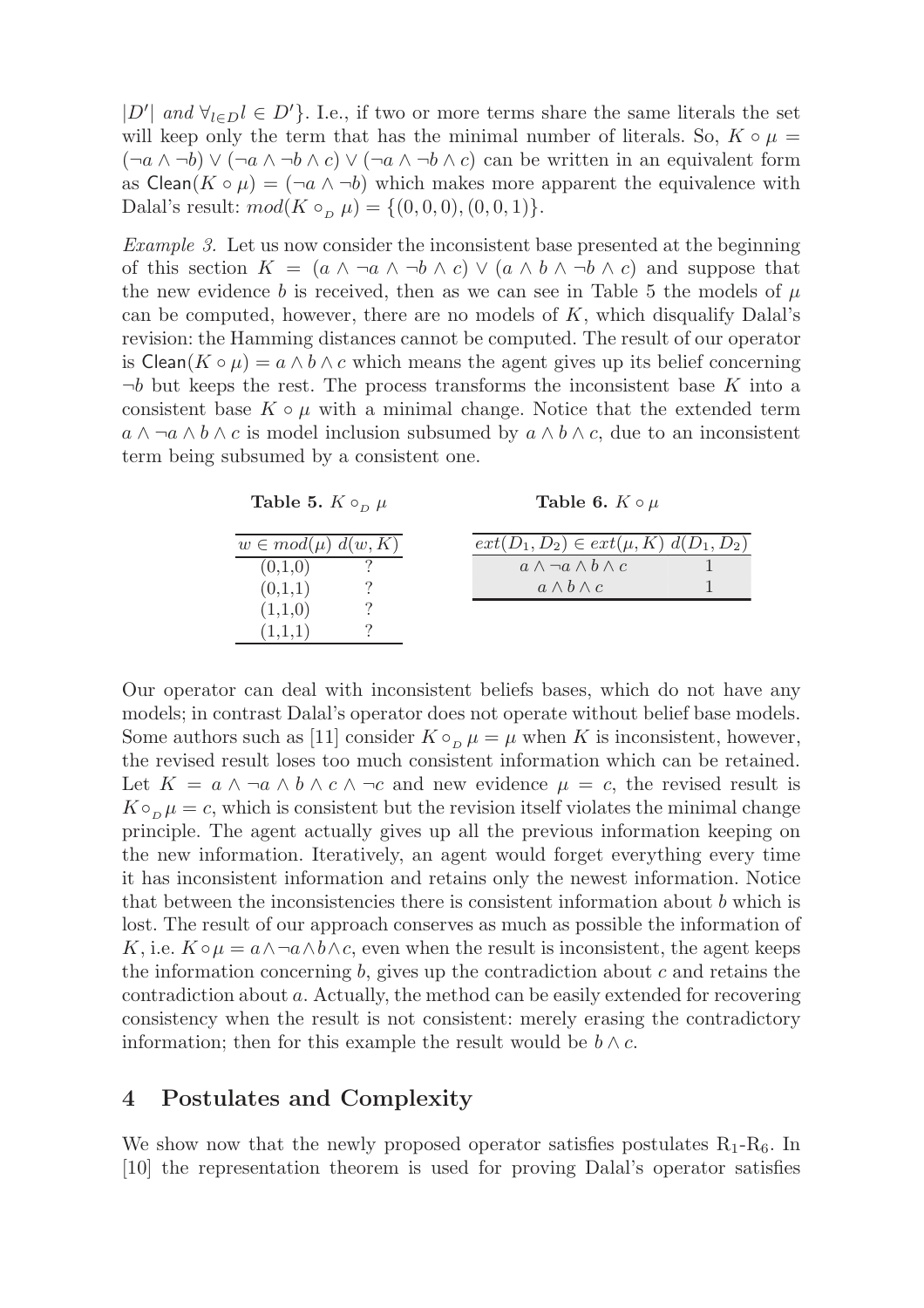$|D'|$ *and* $\forall_{l \in D} l \in D'\}$. I.e., if two or more terms share the same literals the set will keep only the term that has the minimal number of literals. So, $K \circ \mu = (\neg a \wedge \neg b) \vee (\neg a \wedge \neg b \wedge c) \vee (\neg a \wedge \neg b \wedge c)$ can be written in an equivalent form as $\mathsf{Clean}(K \circ \mu) = (\neg a \wedge \neg b)$ which makes more apparent the equivalence with Dalal's result: $mod(K \circ_{D} \mu) = \{(0,0,0),(0,0,1)\}$.

*Example 3.* Let us now consider the inconsistent base presented at the beginning of this section $K = (a \wedge \neg a \wedge \neg b \wedge c) \vee (a \wedge b \wedge \neg b \wedge c)$ and suppose that the new evidence $b$ is received, then as we can see in Table 5 the models of $\mu$ can be computed, however, there are no models of $K$, which disqualify Dalal's revision: the Hamming distances cannot be computed. The result of our operator is $\mathsf{Clean}(K \circ \mu) = a \wedge b \wedge c$ which means the agent gives up its belief concerning $\neg b$ but keeps the rest. The process transforms the inconsistent base $K$ into a consistent base $K \circ \mu$ with a minimal change. Notice that the extended term $a \wedge \neg a \wedge b \wedge c$ is model inclusion subsumed by $a \wedge b \wedge c$, due to an inconsistent term being subsumed by a consistent one.

**Table 5.** $K \circ_{D} \mu$

| $w \in mod(\mu)$ | $d(w, K)$ |
|---|---|
| (0,1,0) | ? |
| (0,1,1) | ? |
| (1,1,0) | ? |
| (1,1,1) | ? |

**Table 6.** $K \circ \mu$

| $ext(D_1, D_2) \in ext(\mu, K)$ | $d(D_1, D_2)$ |
|---|---|
| $a \wedge \neg a \wedge b \wedge c$ | 1 |
| $a \wedge b \wedge c$ | 1 |

Our operator can deal with inconsistent beliefs bases, which do not have any models; in contrast Dalal's operator does not operate without belief base models. Some authors such as [11] consider $K \circ_{D} \mu = \mu$ when $K$ is inconsistent, however, the revised result loses too much consistent information which can be retained. Let $K = a \wedge \neg a \wedge b \wedge c \wedge \neg c$ and new evidence $\mu = c$, the revised result is $K \circ_{D} \mu = c$, which is consistent but the revision itself violates the minimal change principle. The agent actually gives up all the previous information keeping on the new information. Iteratively, an agent would forget everything every time it has inconsistent information and retains only the newest information. Notice that between the inconsistencies there is consistent information about $b$ which is lost. The result of our approach conserves as much as possible the information of $K$, i.e. $K \circ \mu = a \wedge \neg a \wedge b \wedge c$, even when the result is inconsistent, the agent keeps the information concerning $b$, gives up the contradiction about $c$ and retains the contradiction about $a$. Actually, the method can be easily extended for recovering consistency when the result is not consistent: merely erasing the contradictory information; then for this example the result would be $b \wedge c$.

## 4 Postulates and Complexity

We show now that the newly proposed operator satisfies postulates $R_1$-$R_6$. In [10] the representation theorem is used for proving Dalal's operator satisfies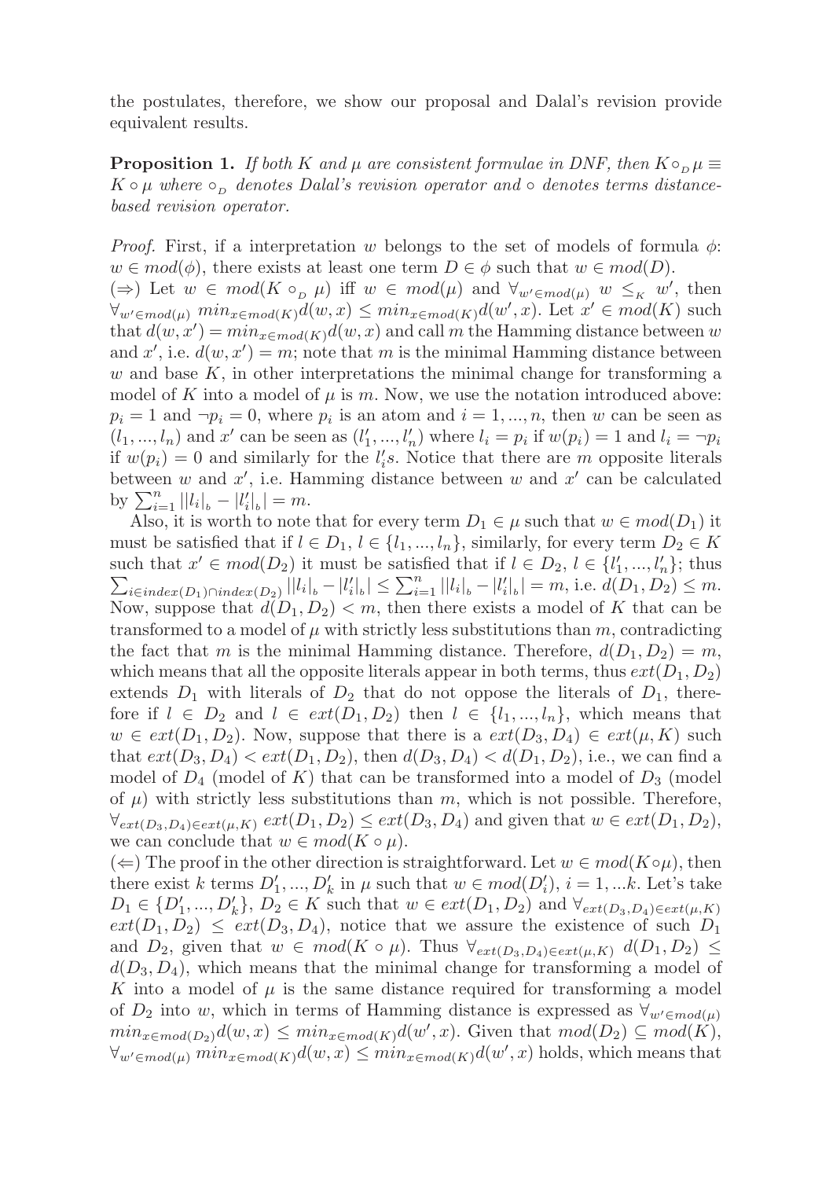the postulates, therefore, we show our proposal and Dalal's revision provide equivalent results.

**Proposition 1.** *If both $K$ and $\mu$ are consistent formulae in DNF, then $K \circ_{_D} \mu \equiv K \circ \mu$ where $\circ_{_D}$ denotes Dalal's revision operator and $\circ$ denotes terms distance-based revision operator.*

*Proof.* First, if a interpretation $w$ belongs to the set of models of formula $\phi$: $w \in mod(\phi)$, there exists at least one term $D \in \phi$ such that $w \in mod(D)$.
($\Rightarrow$) Let $w \in mod(K \circ_{_D} \mu)$ iff $w \in mod(\mu)$ and $\forall_{w' \in mod(\mu)}\ w \leq_{_K} w'$, then $\forall_{w' \in mod(\mu)}\ min_{x \in mod(K)} d(w,x) \leq min_{x \in mod(K)} d(w',x)$. Let $x' \in mod(K)$ such that $d(w,x') = min_{x \in mod(K)} d(w,x)$ and call $m$ the Hamming distance between $w$ and $x'$, i.e. $d(w,x') = m$; note that $m$ is the minimal Hamming distance between $w$ and base $K$, in other interpretations the minimal change for transforming a model of $K$ into a model of $\mu$ is $m$. Now, we use the notation introduced above: $p_i = 1$ and $\neg p_i = 0$, where $p_i$ is an atom and $i = 1, ..., n$, then $w$ can be seen as $(l_1, ..., l_n)$ and $x'$ can be seen as $(l'_1, ..., l'_n)$ where $l_i = p_i$ if $w(p_i) = 1$ and $l_i = \neg p_i$ if $w(p_i) = 0$ and similarly for the $l'_i s$. Notice that there are $m$ opposite literals between $w$ and $x'$, i.e. Hamming distance between $w$ and $x'$ can be calculated by $\sum_{i=1}^{n} ||l_i|_{_b} - |l'_i|_{_b}| = m$.

Also, it is worth to note that for every term $D_1 \in \mu$ such that $w \in mod(D_1)$ it must be satisfied that if $l \in D_1$, $l \in \{l_1, ..., l_n\}$, similarly, for every term $D_2 \in K$ such that $x' \in mod(D_2)$ it must be satisfied that if $l \in D_2$, $l \in \{l'_1, ..., l'_n\}$; thus $\sum_{i \in index(D_1) \cap index(D_2)} ||l_i|_{_b} - |l'_i|_{_b}| \leq \sum_{i=1}^{n} ||l_i|_{_b} - |l'_i|_{_b}| = m$, i.e. $d(D_1, D_2) \leq m$. Now, suppose that $d(D_1, D_2) < m$, then there exists a model of $K$ that can be transformed to a model of $\mu$ with strictly less substitutions than $m$, contradicting the fact that $m$ is the minimal Hamming distance. Therefore, $d(D_1, D_2) = m$, which means that all the opposite literals appear in both terms, thus $ext(D_1, D_2)$ extends $D_1$ with literals of $D_2$ that do not oppose the literals of $D_1$, therefore if $l \in D_2$ and $l \in ext(D_1, D_2)$ then $l \in \{l_1, ..., l_n\}$, which means that $w \in ext(D_1, D_2)$. Now, suppose that there is a $ext(D_3, D_4) \in ext(\mu, K)$ such that $ext(D_3, D_4) < ext(D_1, D_2)$, then $d(D_3, D_4) < d(D_1, D_2)$, i.e., we can find a model of $D_4$ (model of $K$) that can be transformed into a model of $D_3$ (model of $\mu$) with strictly less substitutions than $m$, which is not possible. Therefore, $\forall_{ext(D_3, D_4) \in ext(\mu, K)}\ ext(D_1, D_2) \leq ext(D_3, D_4)$ and given that $w \in ext(D_1, D_2)$, we can conclude that $w \in mod(K \circ \mu)$.
($\Leftarrow$) The proof in the other direction is straightforward. Let $w \in mod(K \circ \mu)$, then there exist $k$ terms $D'_1, ..., D'_k$ in $\mu$ such that $w \in mod(D'_i)$, $i = 1, ...k$. Let's take $D_1 \in \{D'_1, ..., D'_k\}$, $D_2 \in K$ such that $w \in ext(D_1, D_2)$ and $\forall_{ext(D_3, D_4) \in ext(\mu, K)}$ $ext(D_1, D_2) \leq ext(D_3, D_4)$, notice that we assure the existence of such $D_1$ and $D_2$, given that $w \in mod(K \circ \mu)$. Thus $\forall_{ext(D_3, D_4) \in ext(\mu, K)}\ d(D_1, D_2) \leq d(D_3, D_4)$, which means that the minimal change for transforming a model of $K$ into a model of $\mu$ is the same distance required for transforming a model of $D_2$ into $w$, which in terms of Hamming distance is expressed as $\forall_{w' \in mod(\mu)}$ $min_{x \in mod(D_2)} d(w,x) \leq min_{x \in mod(K)} d(w',x)$. Given that $mod(D_2) \subseteq mod(K)$, $\forall_{w' \in mod(\mu)}\ min_{x \in mod(K)} d(w,x) \leq min_{x \in mod(K)} d(w',x)$ holds, which means that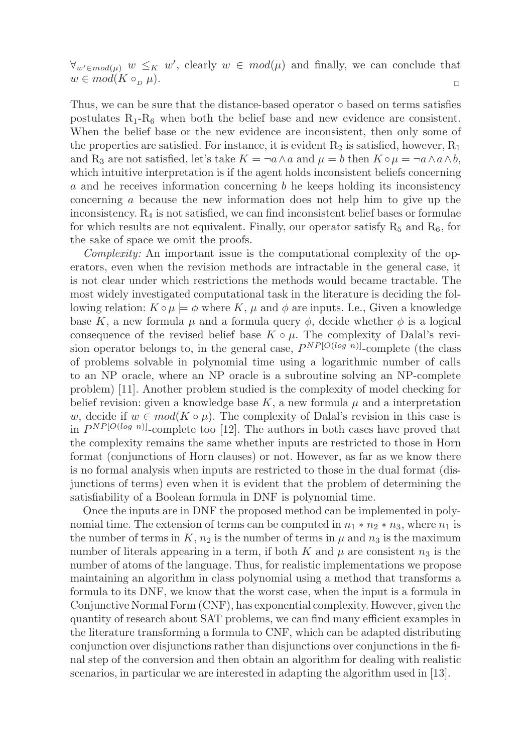$\forall_{w' \in mod(\mu)}\ w \leq_K w'$, clearly $w \in mod(\mu)$ and finally, we can conclude that $w \in mod(K \circ_D \mu)$. □

Thus, we can be sure that the distance-based operator $\circ$ based on terms satisfies postulates $R_1$-$R_6$ when both the belief base and new evidence are consistent. When the belief base or the new evidence are inconsistent, then only some of the properties are satisfied. For instance, it is evident $R_2$ is satisfied, however, $R_1$ and $R_3$ are not satisfied, let's take $K = \neg a \wedge a$ and $\mu = b$ then $K \circ \mu = \neg a \wedge a \wedge b$, which intuitive interpretation is if the agent holds inconsistent beliefs concerning $a$ and he receives information concerning $b$ he keeps holding its inconsistency concerning $a$ because the new information does not help him to give up the inconsistency. $R_4$ is not satisfied, we can find inconsistent belief bases or formulae for which results are not equivalent. Finally, our operator satisfy $R_5$ and $R_6$, for the sake of space we omit the proofs.

*Complexity:* An important issue is the computational complexity of the operators, even when the revision methods are intractable in the general case, it is not clear under which restrictions the methods would became tractable. The most widely investigated computational task in the literature is deciding the following relation: $K \circ \mu \models \phi$ where $K$, $\mu$ and $\phi$ are inputs. I.e., Given a knowledge base $K$, a new formula $\mu$ and a formula query $\phi$, decide whether $\phi$ is a logical consequence of the revised belief base $K \circ \mu$. The complexity of Dalal's revision operator belongs to, in the general case, $P^{NP[O(log\ n)]}$-complete (the class of problems solvable in polynomial time using a logarithmic number of calls to an NP oracle, where an NP oracle is a subroutine solving an NP-complete problem) [11]. Another problem studied is the complexity of model checking for belief revision: given a knowledge base $K$, a new formula $\mu$ and a interpretation $w$, decide if $w \in mod(K \circ \mu)$. The complexity of Dalal's revision in this case is in $P^{NP[O(log\ n)]}$-complete too [12]. The authors in both cases have proved that the complexity remains the same whether inputs are restricted to those in Horn format (conjunctions of Horn clauses) or not. However, as far as we know there is no formal analysis when inputs are restricted to those in the dual format (disjunctions of terms) even when it is evident that the problem of determining the satisfiability of a Boolean formula in DNF is polynomial time.

Once the inputs are in DNF the proposed method can be implemented in polynomial time. The extension of terms can be computed in $n_1 * n_2 * n_3$, where $n_1$ is the number of terms in $K$, $n_2$ is the number of terms in $\mu$ and $n_3$ is the maximum number of literals appearing in a term, if both $K$ and $\mu$ are consistent $n_3$ is the number of atoms of the language. Thus, for realistic implementations we propose maintaining an algorithm in class polynomial using a method that transforms a formula to its DNF, we know that the worst case, when the input is a formula in Conjunctive Normal Form (CNF), has exponential complexity. However, given the quantity of research about SAT problems, we can find many efficient examples in the literature transforming a formula to CNF, which can be adapted distributing conjunction over disjunctions rather than disjunctions over conjunctions in the final step of the conversion and then obtain an algorithm for dealing with realistic scenarios, in particular we are interested in adapting the algorithm used in [13].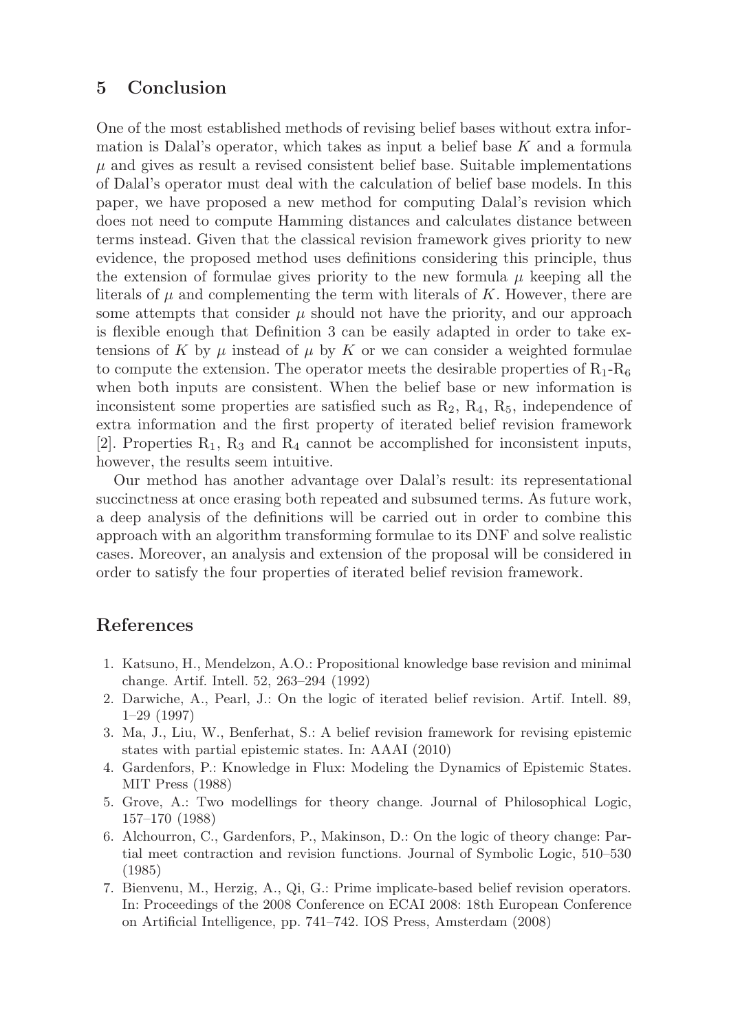## 5 Conclusion

One of the most established methods of revising belief bases without extra information is Dalal's operator, which takes as input a belief base $K$ and a formula $\mu$ and gives as result a revised consistent belief base. Suitable implementations of Dalal's operator must deal with the calculation of belief base models. In this paper, we have proposed a new method for computing Dalal's revision which does not need to compute Hamming distances and calculates distance between terms instead. Given that the classical revision framework gives priority to new evidence, the proposed method uses definitions considering this principle, thus the extension of formulae gives priority to the new formula $\mu$ keeping all the literals of $\mu$ and complementing the term with literals of $K$. However, there are some attempts that consider $\mu$ should not have the priority, and our approach is flexible enough that Definition 3 can be easily adapted in order to take extensions of $K$ by $\mu$ instead of $\mu$ by $K$ or we can consider a weighted formulae to compute the extension. The operator meets the desirable properties of $\mathrm{R}_1$-$\mathrm{R}_6$ when both inputs are consistent. When the belief base or new information is inconsistent some properties are satisfied such as $\mathrm{R}_2$, $\mathrm{R}_4$, $\mathrm{R}_5$, independence of extra information and the first property of iterated belief revision framework [2]. Properties $\mathrm{R}_1$, $\mathrm{R}_3$ and $\mathrm{R}_4$ cannot be accomplished for inconsistent inputs, however, the results seem intuitive.

Our method has another advantage over Dalal's result: its representational succinctness at once erasing both repeated and subsumed terms. As future work, a deep analysis of the definitions will be carried out in order to combine this approach with an algorithm transforming formulae to its DNF and solve realistic cases. Moreover, an analysis and extension of the proposal will be considered in order to satisfy the four properties of iterated belief revision framework.

## References

1. Katsuno, H., Mendelzon, A.O.: Propositional knowledge base revision and minimal change. Artif. Intell. 52, 263–294 (1992)
2. Darwiche, A., Pearl, J.: On the logic of iterated belief revision. Artif. Intell. 89, 1–29 (1997)
3. Ma, J., Liu, W., Benferhat, S.: A belief revision framework for revising epistemic states with partial epistemic states. In: AAAI (2010)
4. Gardenfors, P.: Knowledge in Flux: Modeling the Dynamics of Epistemic States. MIT Press (1988)
5. Grove, A.: Two modellings for theory change. Journal of Philosophical Logic, 157–170 (1988)
6. Alchourron, C., Gardenfors, P., Makinson, D.: On the logic of theory change: Partial meet contraction and revision functions. Journal of Symbolic Logic, 510–530 (1985)
7. Bienvenu, M., Herzig, A., Qi, G.: Prime implicate-based belief revision operators. In: Proceedings of the 2008 Conference on ECAI 2008: 18th European Conference on Artificial Intelligence, pp. 741–742. IOS Press, Amsterdam (2008)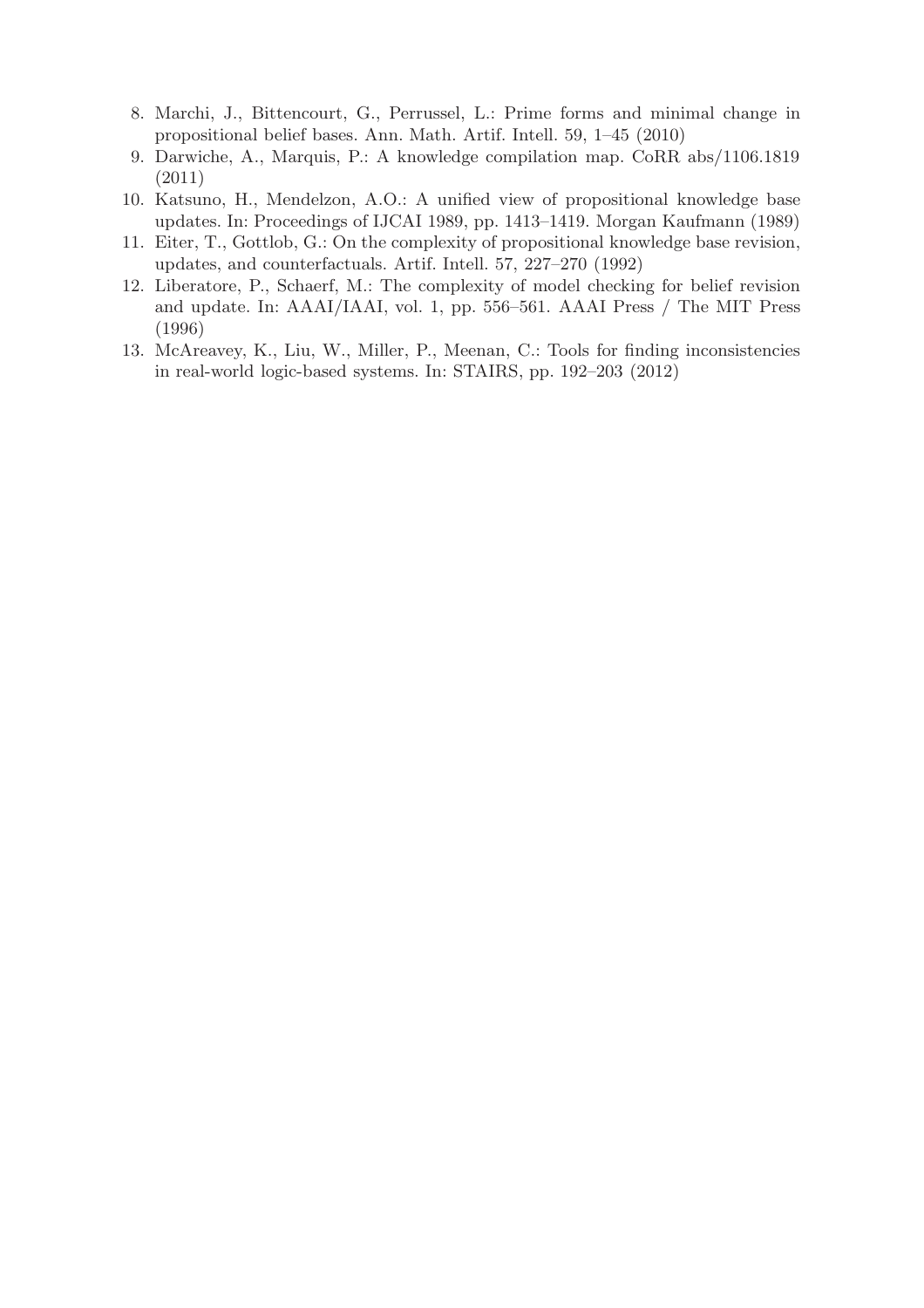8. Marchi, J., Bittencourt, G., Perrussel, L.: Prime forms and minimal change in propositional belief bases. Ann. Math. Artif. Intell. 59, 1–45 (2010)
9. Darwiche, A., Marquis, P.: A knowledge compilation map. CoRR abs/1106.1819 (2011)
10. Katsuno, H., Mendelzon, A.O.: A unified view of propositional knowledge base updates. In: Proceedings of IJCAI 1989, pp. 1413–1419. Morgan Kaufmann (1989)
11. Eiter, T., Gottlob, G.: On the complexity of propositional knowledge base revision, updates, and counterfactuals. Artif. Intell. 57, 227–270 (1992)
12. Liberatore, P., Schaerf, M.: The complexity of model checking for belief revision and update. In: AAAI/IAAI, vol. 1, pp. 556–561. AAAI Press / The MIT Press (1996)
13. McAreavey, K., Liu, W., Miller, P., Meenan, C.: Tools for finding inconsistencies in real-world logic-based systems. In: STAIRS, pp. 192–203 (2012)